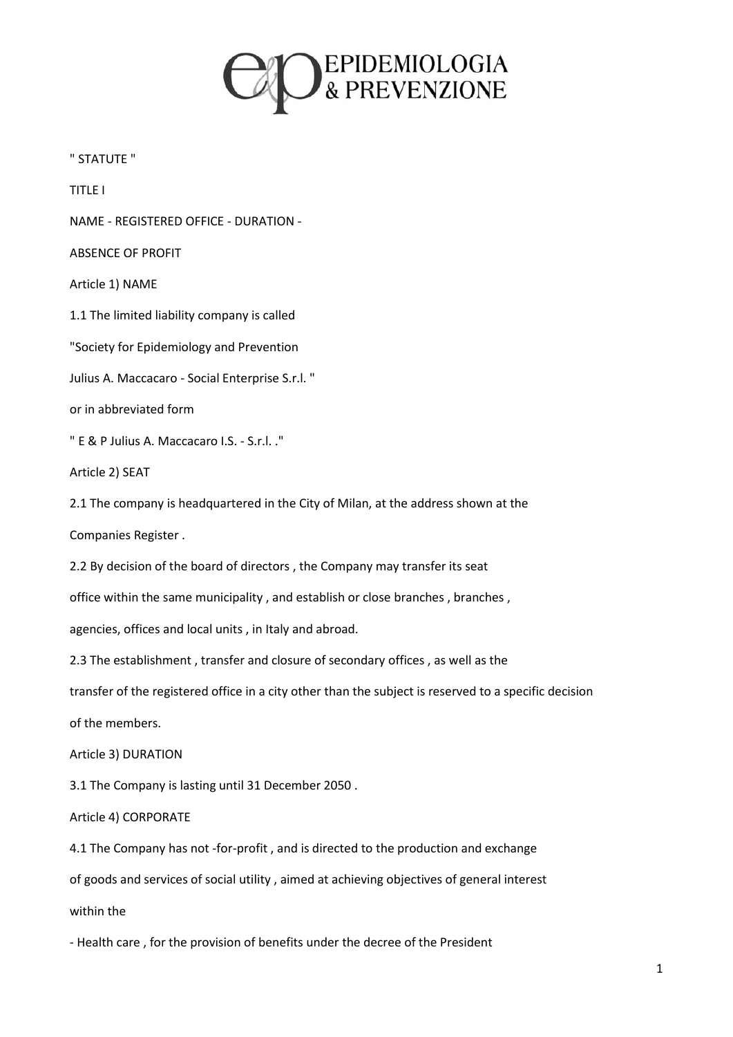# EPIDEMIOLOGIA & PREVENZIONE

" STATUTE "

## TITLE I

## NAME - REGISTERED OFFICE - DURATION - ABSENCE OF PROFIT

### Article 1) NAME

1.1 The limited liability company is called

"Society for Epidemiology and Prevention

Julius A. Maccacaro - Social Enterprise S.r.l. "

or in abbreviated form

" E & P Julius A. Maccacaro I.S. - S.r.l. ."

### Article 2) SEAT

2.1 The company is headquartered in the City of Milan, at the address shown at the Companies Register .

2.2 By decision of the board of directors , the Company may transfer its seat office within the same municipality , and establish or close branches , branches , agencies, offices and local units , in Italy and abroad.

2.3 The establishment , transfer and closure of secondary offices , as well as the transfer of the registered office in a city other than the subject is reserved to a specific decision of the members.

### Article 3) DURATION

3.1 The Company is lasting until 31 December 2050 .

### Article 4) CORPORATE

4.1 The Company has not -for-profit , and is directed to the production and exchange of goods and services of social utility , aimed at achieving objectives of general interest within the

- Health care , for the provision of benefits under the decree of the President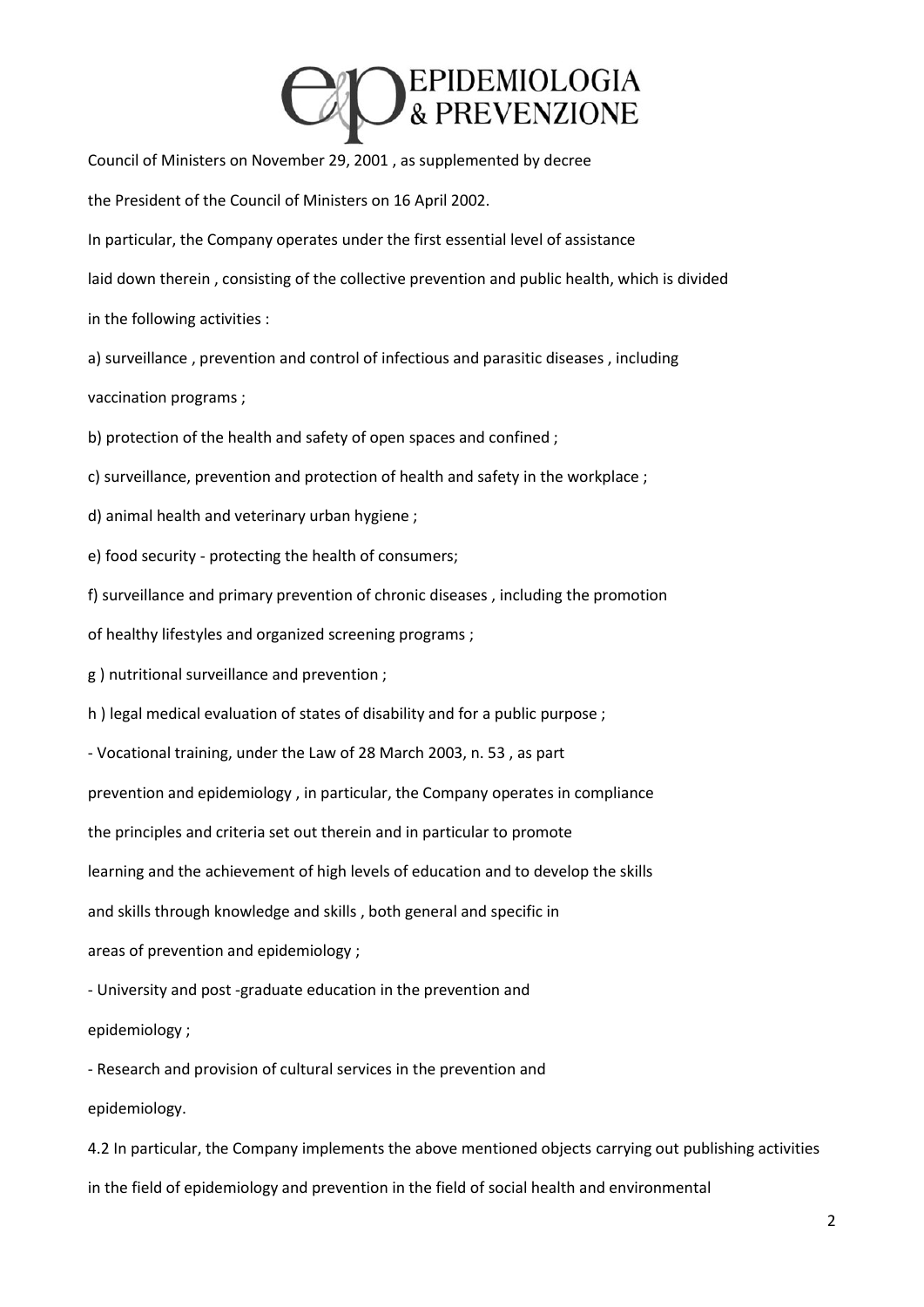Council of Ministers on November 29, 2001 , as supplemented by decree the President of the Council of Ministers on 16 April 2002.

In particular, the Company operates under the first essential level of assistance laid down therein , consisting of the collective prevention and public health, which is divided in the following activities :

a) surveillance , prevention and control of infectious and parasitic diseases , including vaccination programs ;

b) protection of the health and safety of open spaces and confined ;

c) surveillance, prevention and protection of health and safety in the workplace ;

d) animal health and veterinary urban hygiene ;

e) food security - protecting the health of consumers;

f) surveillance and primary prevention of chronic diseases , including the promotion of healthy lifestyles and organized screening programs ;

g ) nutritional surveillance and prevention ;

h ) legal medical evaluation of states of disability and for a public purpose ;

- Vocational training, under the Law of 28 March 2003, n. 53 , as part prevention and epidemiology , in particular, the Company operates in compliance the principles and criteria set out therein and in particular to promote learning and the achievement of high levels of education and to develop the skills and skills through knowledge and skills , both general and specific in areas of prevention and epidemiology ;
- University and post -graduate education in the prevention and epidemiology ;
- Research and provision of cultural services in the prevention and epidemiology.

4.2 In particular, the Company implements the above mentioned objects carrying out publishing activities in the field of epidemiology and prevention in the field of social health and environmental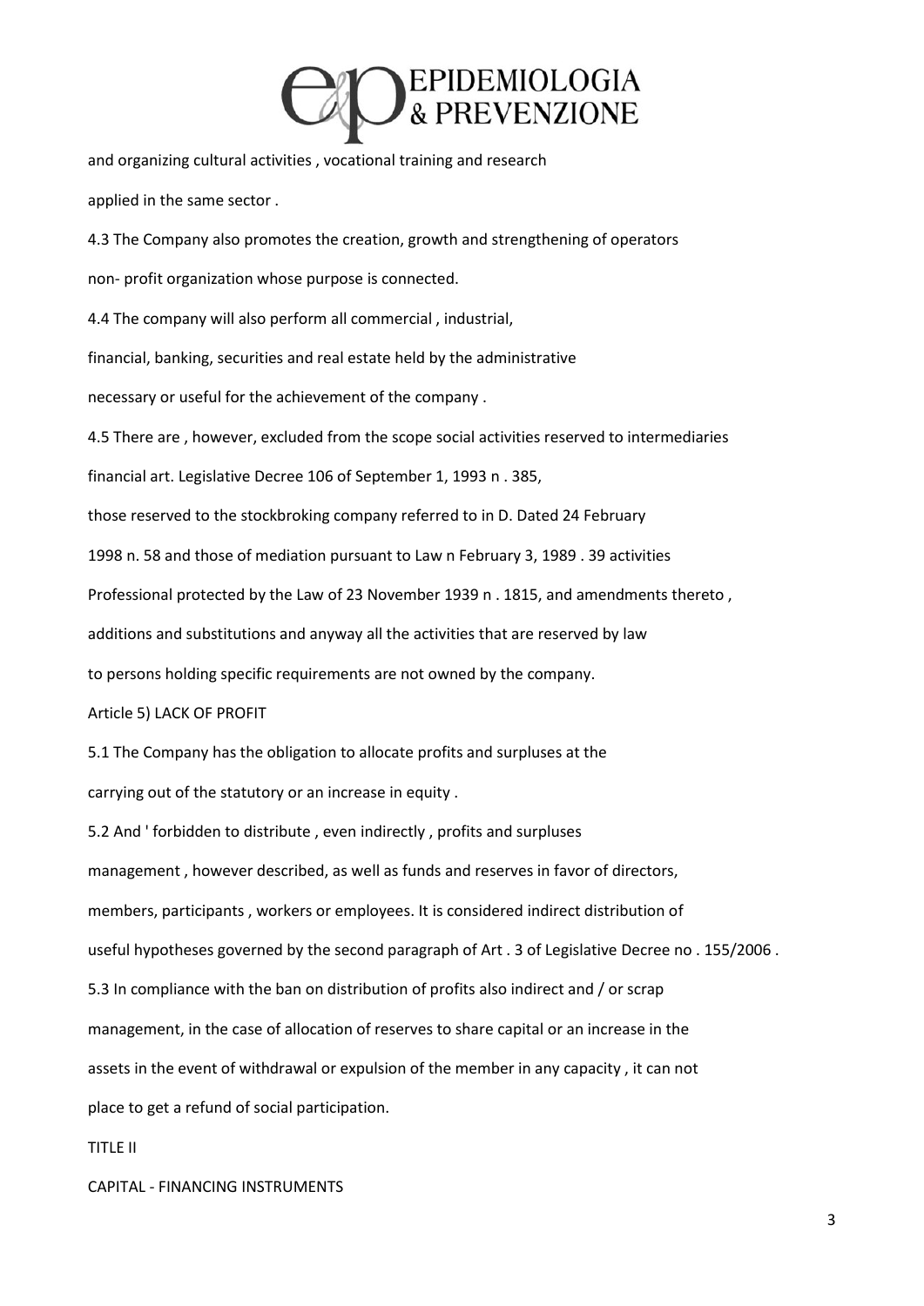and organizing cultural activities , vocational training and research

applied in the same sector .

4.3 The Company also promotes the creation, growth and strengthening of operators

non- profit organization whose purpose is connected.

4.4 The company will also perform all commercial , industrial,

financial, banking, securities and real estate held by the administrative

necessary or useful for the achievement of the company .

4.5 There are , however, excluded from the scope social activities reserved to intermediaries

financial art. Legislative Decree 106 of September 1, 1993 n . 385,

those reserved to the stockbroking company referred to in D. Dated 24 February

1998 n. 58 and those of mediation pursuant to Law n February 3, 1989 . 39 activities

Professional protected by the Law of 23 November 1939 n . 1815, and amendments thereto ,

additions and substitutions and anyway all the activities that are reserved by law

to persons holding specific requirements are not owned by the company.

Article 5) LACK OF PROFIT

5.1 The Company has the obligation to allocate profits and surpluses at the

carrying out of the statutory or an increase in equity .

5.2 And ' forbidden to distribute , even indirectly , profits and surpluses

management , however described, as well as funds and reserves in favor of directors,

members, participants , workers or employees. It is considered indirect distribution of

useful hypotheses governed by the second paragraph of Art . 3 of Legislative Decree no . 155/2006 .

5.3 In compliance with the ban on distribution of profits also indirect and / or scrap

management, in the case of allocation of reserves to share capital or an increase in the

assets in the event of withdrawal or expulsion of the member in any capacity , it can not

place to get a refund of social participation.

TITLE II

CAPITAL - FINANCING INSTRUMENTS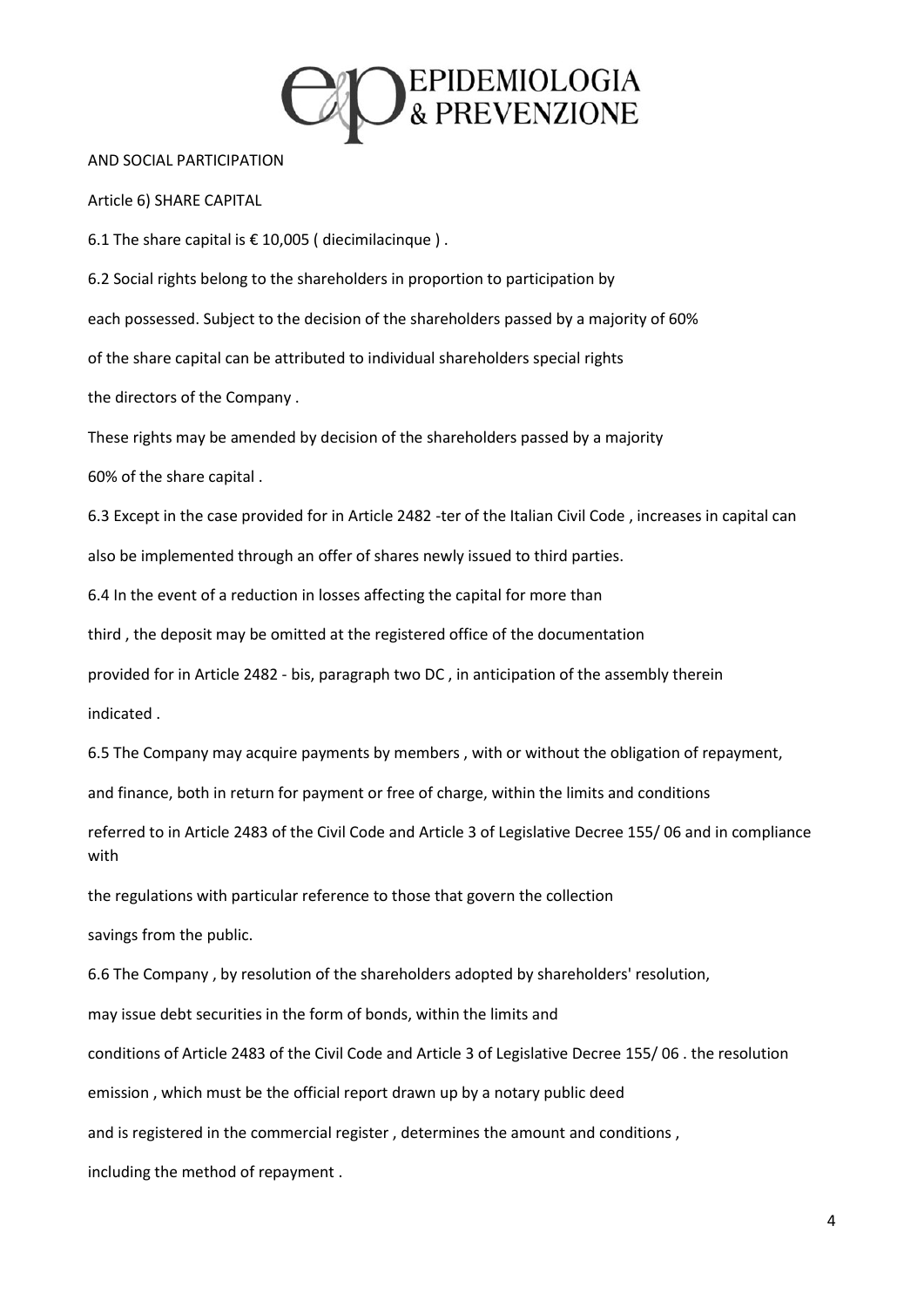AND SOCIAL PARTICIPATION

Article 6) SHARE CAPITAL

6.1 The share capital is € 10,005 ( diecimilacinque ) .

6.2 Social rights belong to the shareholders in proportion to participation by each possessed. Subject to the decision of the shareholders passed by a majority of 60% of the share capital can be attributed to individual shareholders special rights the directors of the Company .

These rights may be amended by decision of the shareholders passed by a majority 60% of the share capital .

6.3 Except in the case provided for in Article 2482 -ter of the Italian Civil Code , increases in capital can also be implemented through an offer of shares newly issued to third parties.

6.4 In the event of a reduction in losses affecting the capital for more than third , the deposit may be omitted at the registered office of the documentation provided for in Article 2482 - bis, paragraph two DC , in anticipation of the assembly therein indicated .

6.5 The Company may acquire payments by members , with or without the obligation of repayment, and finance, both in return for payment or free of charge, within the limits and conditions referred to in Article 2483 of the Civil Code and Article 3 of Legislative Decree 155/ 06 and in compliance with the regulations with particular reference to those that govern the collection savings from the public.

6.6 The Company , by resolution of the shareholders adopted by shareholders' resolution, may issue debt securities in the form of bonds, within the limits and conditions of Article 2483 of the Civil Code and Article 3 of Legislative Decree 155/ 06 . the resolution emission , which must be the official report drawn up by a notary public deed and is registered in the commercial register , determines the amount and conditions , including the method of repayment .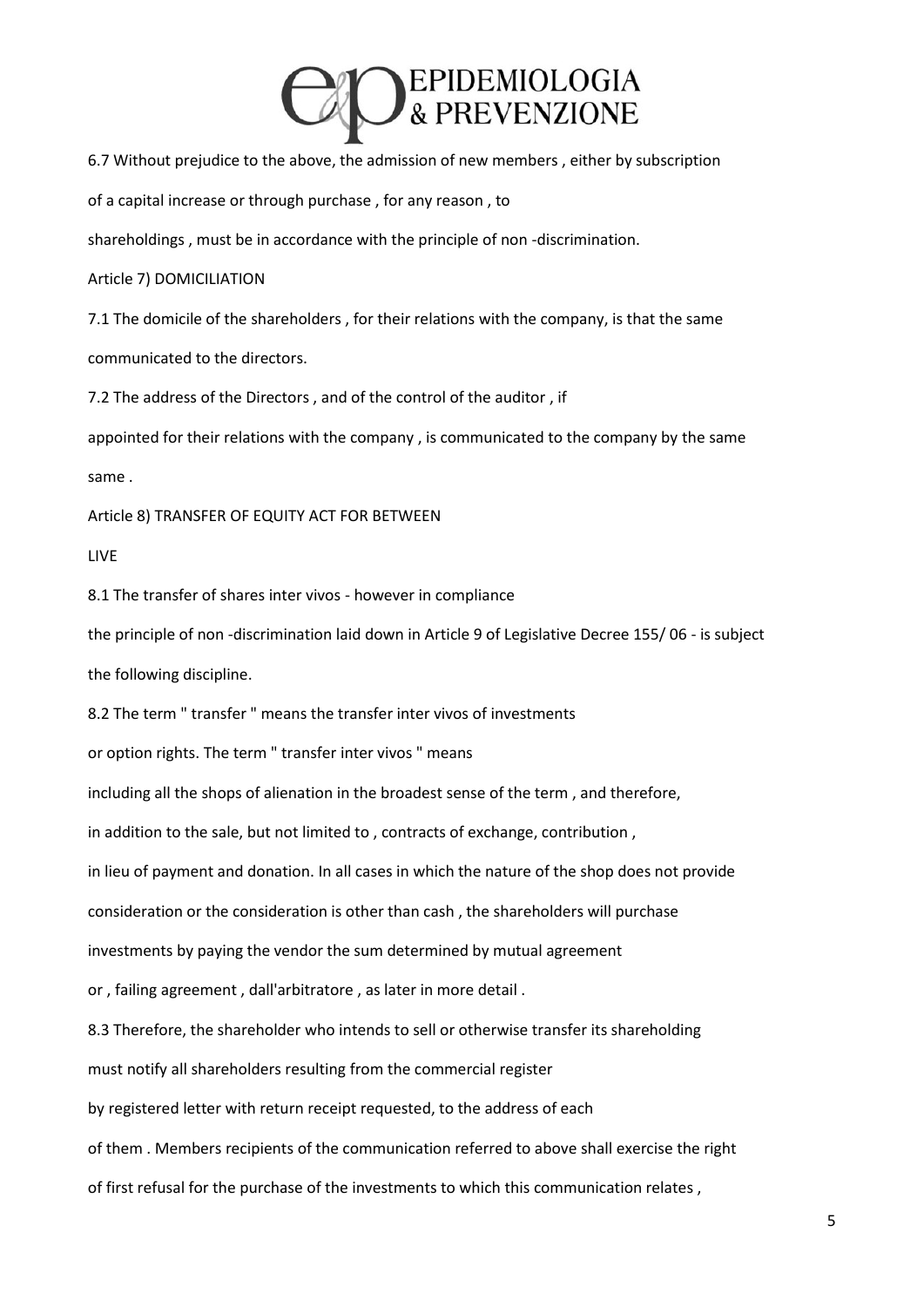6.7 Without prejudice to the above, the admission of new members , either by subscription of a capital increase or through purchase , for any reason , to shareholdings , must be in accordance with the principle of non -discrimination.

Article 7) DOMICILIATION

7.1 The domicile of the shareholders , for their relations with the company, is that the same communicated to the directors.

7.2 The address of the Directors , and of the control of the auditor , if appointed for their relations with the company , is communicated to the company by the same same .

Article 8) TRANSFER OF EQUITY ACT FOR BETWEEN LIVE

8.1 The transfer of shares inter vivos - however in compliance the principle of non -discrimination laid down in Article 9 of Legislative Decree 155/ 06 - is subject the following discipline.

8.2 The term " transfer " means the transfer inter vivos of investments or option rights. The term " transfer inter vivos " means including all the shops of alienation in the broadest sense of the term , and therefore, in addition to the sale, but not limited to , contracts of exchange, contribution , in lieu of payment and donation. In all cases in which the nature of the shop does not provide consideration or the consideration is other than cash , the shareholders will purchase investments by paying the vendor the sum determined by mutual agreement or , failing agreement , dall'arbitratore , as later in more detail .

8.3 Therefore, the shareholder who intends to sell or otherwise transfer its shareholding must notify all shareholders resulting from the commercial register by registered letter with return receipt requested, to the address of each of them . Members recipients of the communication referred to above shall exercise the right of first refusal for the purchase of the investments to which this communication relates ,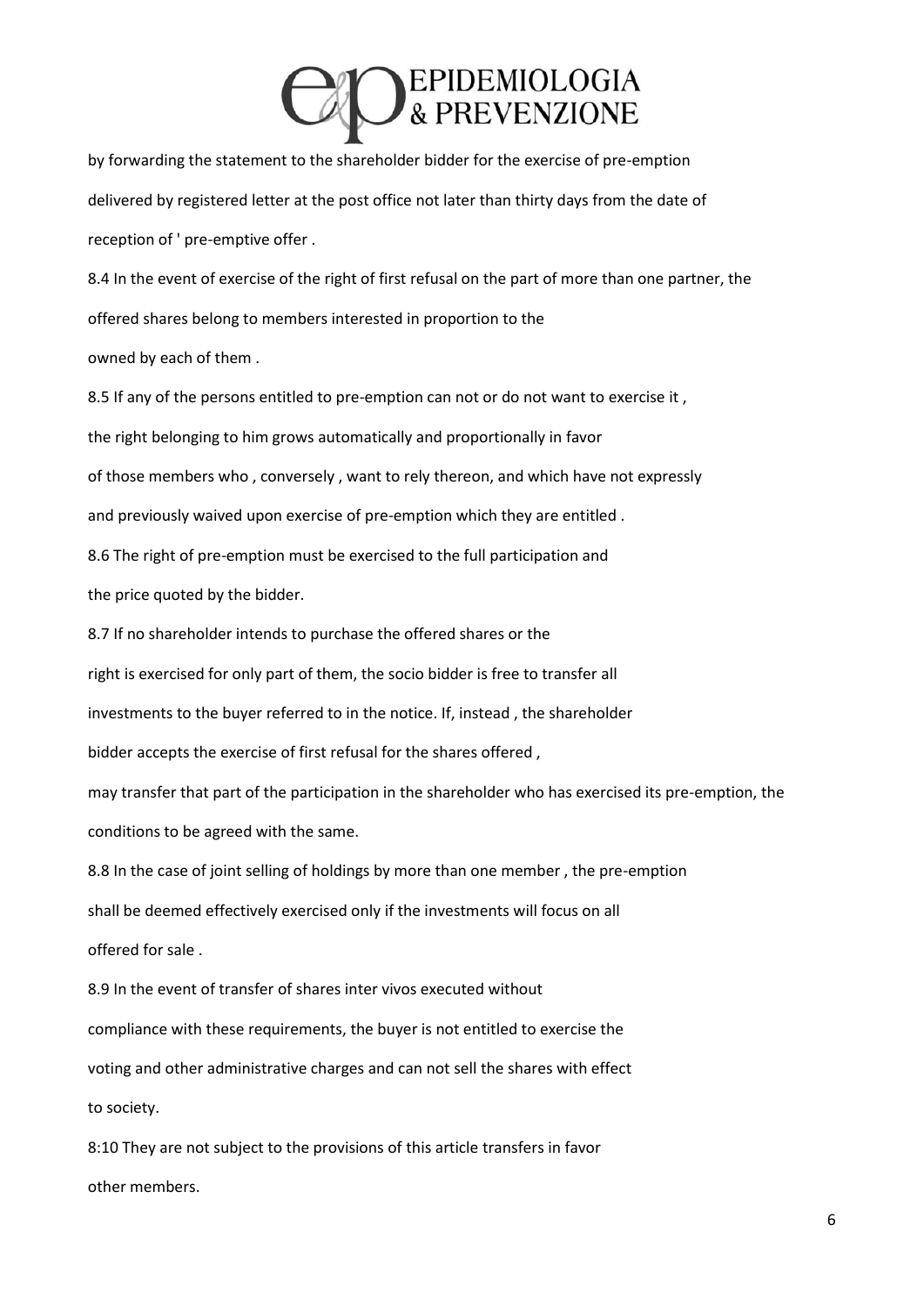by forwarding the statement to the shareholder bidder for the exercise of pre-emption delivered by registered letter at the post office not later than thirty days from the date of reception of ' pre-emptive offer .

8.4 In the event of exercise of the right of first refusal on the part of more than one partner, the offered shares belong to members interested in proportion to the owned by each of them .

8.5 If any of the persons entitled to pre-emption can not or do not want to exercise it , the right belonging to him grows automatically and proportionally in favor of those members who , conversely , want to rely thereon, and which have not expressly and previously waived upon exercise of pre-emption which they are entitled .

8.6 The right of pre-emption must be exercised to the full participation and the price quoted by the bidder.

8.7 If no shareholder intends to purchase the offered shares or the right is exercised for only part of them, the socio bidder is free to transfer all investments to the buyer referred to in the notice. If, instead , the shareholder bidder accepts the exercise of first refusal for the shares offered , may transfer that part of the participation in the shareholder who has exercised its pre-emption, the conditions to be agreed with the same.

8.8 In the case of joint selling of holdings by more than one member , the pre-emption shall be deemed effectively exercised only if the investments will focus on all offered for sale .

8.9 In the event of transfer of shares inter vivos executed without compliance with these requirements, the buyer is not entitled to exercise the voting and other administrative charges and can not sell the shares with effect to society.

8:10 They are not subject to the provisions of this article transfers in favor other members.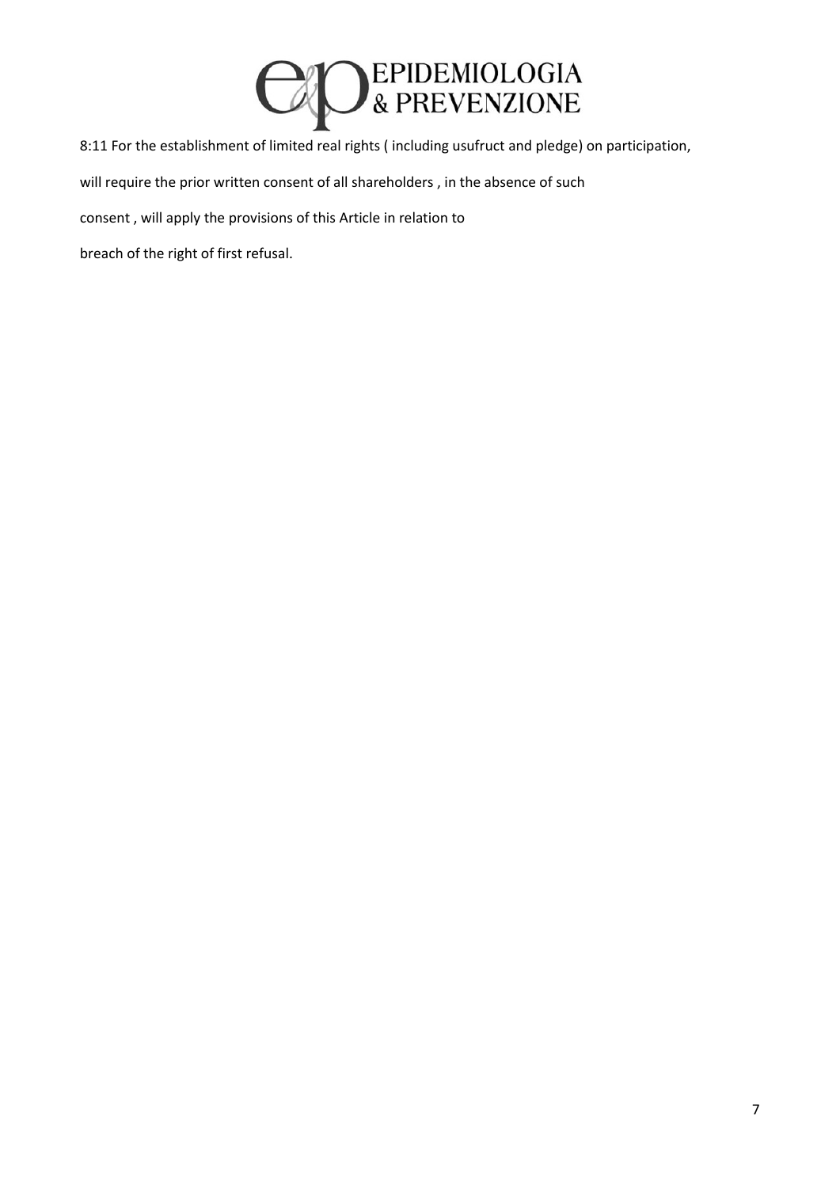8:11 For the establishment of limited real rights ( including usufruct and pledge) on participation, will require the prior written consent of all shareholders , in the absence of such consent , will apply the provisions of this Article in relation to breach of the right of first refusal.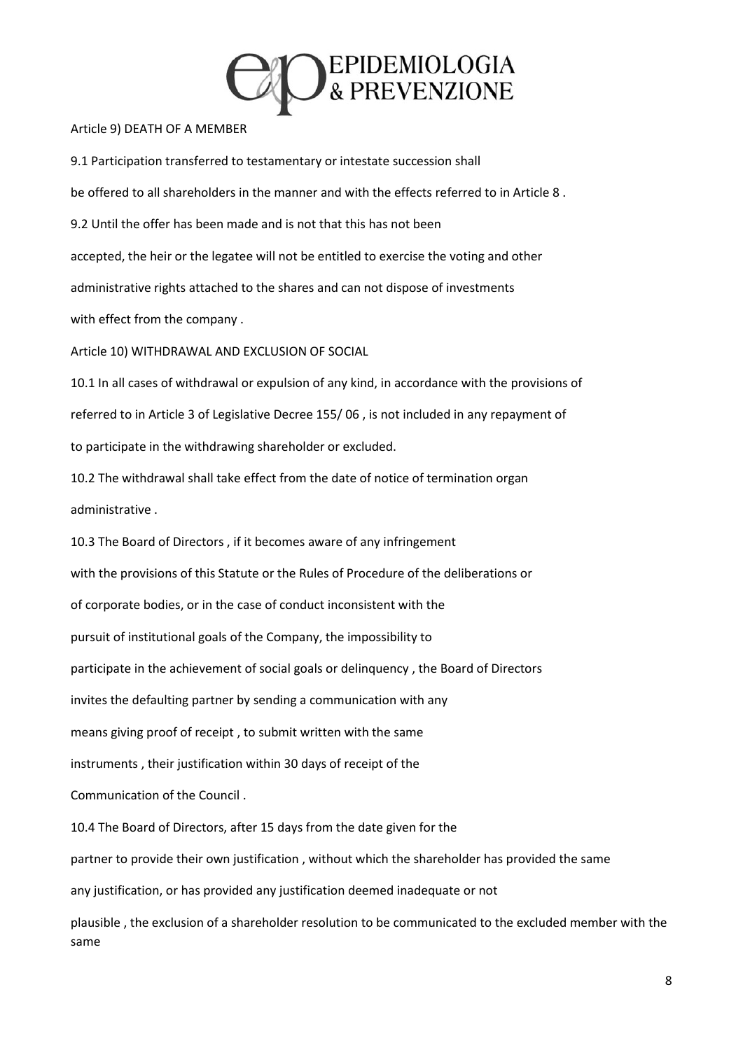Article 9) DEATH OF A MEMBER

9.1 Participation transferred to testamentary or intestate succession shall be offered to all shareholders in the manner and with the effects referred to in Article 8 .

9.2 Until the offer has been made and is not that this has not been accepted, the heir or the legatee will not be entitled to exercise the voting and other administrative rights attached to the shares and can not dispose of investments with effect from the company .

Article 10) WITHDRAWAL AND EXCLUSION OF SOCIAL

10.1 In all cases of withdrawal or expulsion of any kind, in accordance with the provisions of referred to in Article 3 of Legislative Decree 155/ 06 , is not included in any repayment of to participate in the withdrawing shareholder or excluded.

10.2 The withdrawal shall take effect from the date of notice of termination organ administrative .

10.3 The Board of Directors , if it becomes aware of any infringement with the provisions of this Statute or the Rules of Procedure of the deliberations or of corporate bodies, or in the case of conduct inconsistent with the pursuit of institutional goals of the Company, the impossibility to participate in the achievement of social goals or delinquency , the Board of Directors invites the defaulting partner by sending a communication with any means giving proof of receipt , to submit written with the same instruments , their justification within 30 days of receipt of the Communication of the Council .

10.4 The Board of Directors, after 15 days from the date given for the partner to provide their own justification , without which the shareholder has provided the same any justification, or has provided any justification deemed inadequate or not plausible , the exclusion of a shareholder resolution to be communicated to the excluded member with the same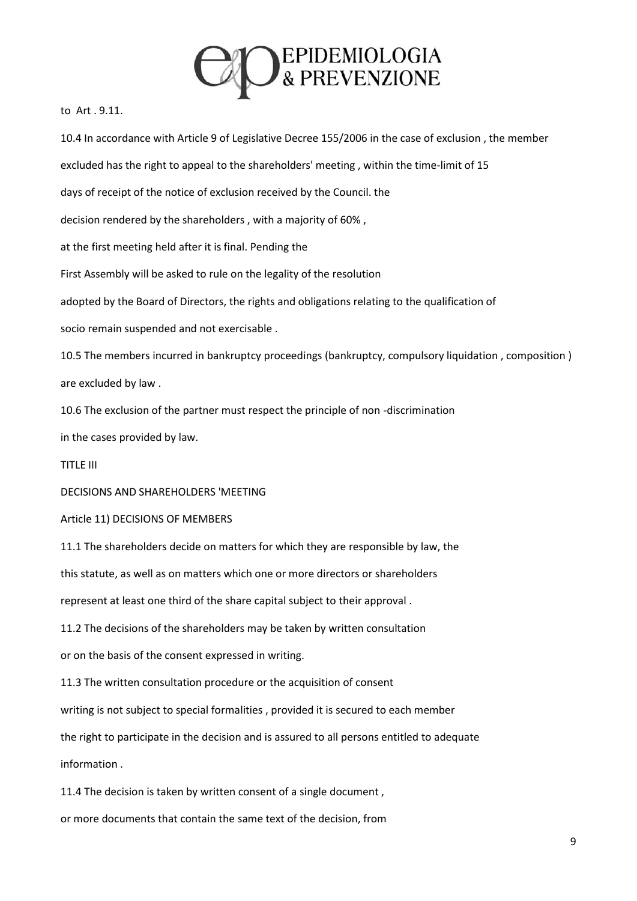to Art . 9.11.

10.4 In accordance with Article 9 of Legislative Decree 155/2006 in the case of exclusion , the member excluded has the right to appeal to the shareholders' meeting , within the time-limit of 15 days of receipt of the notice of exclusion received by the Council. the decision rendered by the shareholders , with a majority of 60% , at the first meeting held after it is final. Pending the First Assembly will be asked to rule on the legality of the resolution adopted by the Board of Directors, the rights and obligations relating to the qualification of socio remain suspended and not exercisable .

10.5 The members incurred in bankruptcy proceedings (bankruptcy, compulsory liquidation , composition ) are excluded by law .

10.6 The exclusion of the partner must respect the principle of non -discrimination in the cases provided by law.

TITLE III

DECISIONS AND SHAREHOLDERS 'MEETING

Article 11) DECISIONS OF MEMBERS

11.1 The shareholders decide on matters for which they are responsible by law, the this statute, as well as on matters which one or more directors or shareholders represent at least one third of the share capital subject to their approval .

11.2 The decisions of the shareholders may be taken by written consultation or on the basis of the consent expressed in writing.

11.3 The written consultation procedure or the acquisition of consent writing is not subject to special formalities , provided it is secured to each member the right to participate in the decision and is assured to all persons entitled to adequate information .

11.4 The decision is taken by written consent of a single document , or more documents that contain the same text of the decision, from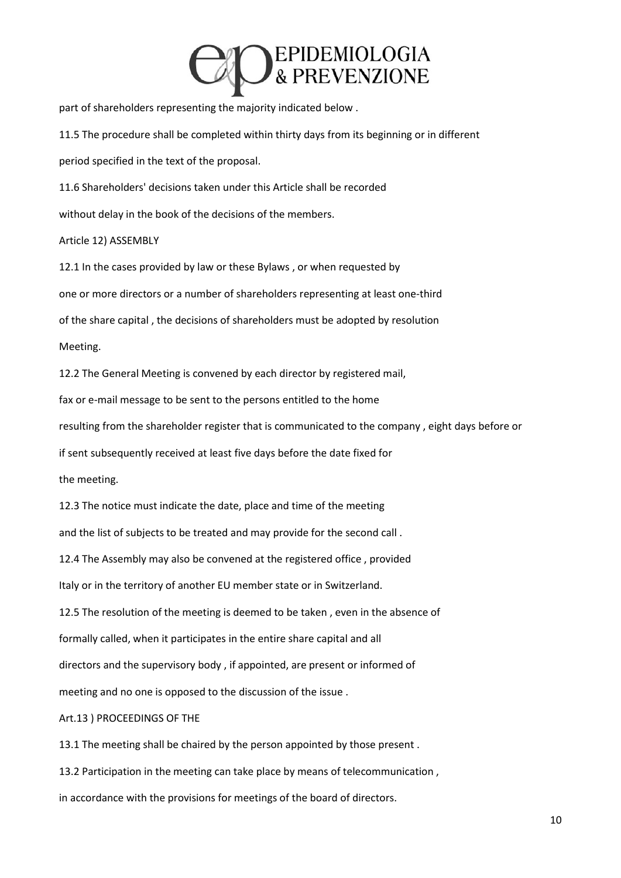part of shareholders representing the majority indicated below .

11.5 The procedure shall be completed within thirty days from its beginning or in different period specified in the text of the proposal.

11.6 Shareholders' decisions taken under this Article shall be recorded without delay in the book of the decisions of the members.

Article 12) ASSEMBLY

12.1 In the cases provided by law or these Bylaws , or when requested by one or more directors or a number of shareholders representing at least one-third of the share capital , the decisions of shareholders must be adopted by resolution Meeting.

12.2 The General Meeting is convened by each director by registered mail, fax or e-mail message to be sent to the persons entitled to the home resulting from the shareholder register that is communicated to the company , eight days before or if sent subsequently received at least five days before the date fixed for the meeting.

12.3 The notice must indicate the date, place and time of the meeting and the list of subjects to be treated and may provide for the second call .

12.4 The Assembly may also be convened at the registered office , provided Italy or in the territory of another EU member state or in Switzerland.

12.5 The resolution of the meeting is deemed to be taken , even in the absence of formally called, when it participates in the entire share capital and all directors and the supervisory body , if appointed, are present or informed of meeting and no one is opposed to the discussion of the issue .

Art.13 ) PROCEEDINGS OF THE

13.1 The meeting shall be chaired by the person appointed by those present .

13.2 Participation in the meeting can take place by means of telecommunication , in accordance with the provisions for meetings of the board of directors.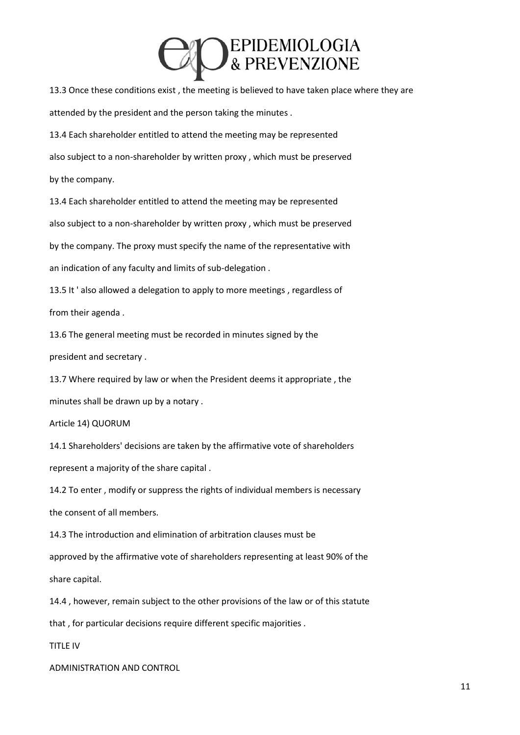13.3 Once these conditions exist , the meeting is believed to have taken place where they are attended by the president and the person taking the minutes .

13.4 Each shareholder entitled to attend the meeting may be represented also subject to a non-shareholder by written proxy , which must be preserved by the company.

13.4 Each shareholder entitled to attend the meeting may be represented also subject to a non-shareholder by written proxy , which must be preserved by the company. The proxy must specify the name of the representative with an indication of any faculty and limits of sub-delegation .

13.5 It ' also allowed a delegation to apply to more meetings , regardless of from their agenda .

13.6 The general meeting must be recorded in minutes signed by the president and secretary .

13.7 Where required by law or when the President deems it appropriate , the minutes shall be drawn up by a notary .

Article 14) QUORUM

14.1 Shareholders' decisions are taken by the affirmative vote of shareholders represent a majority of the share capital .

14.2 To enter , modify or suppress the rights of individual members is necessary the consent of all members.

14.3 The introduction and elimination of arbitration clauses must be approved by the affirmative vote of shareholders representing at least 90% of the share capital.

14.4 , however, remain subject to the other provisions of the law or of this statute that , for particular decisions require different specific majorities .

TITLE IV

ADMINISTRATION AND CONTROL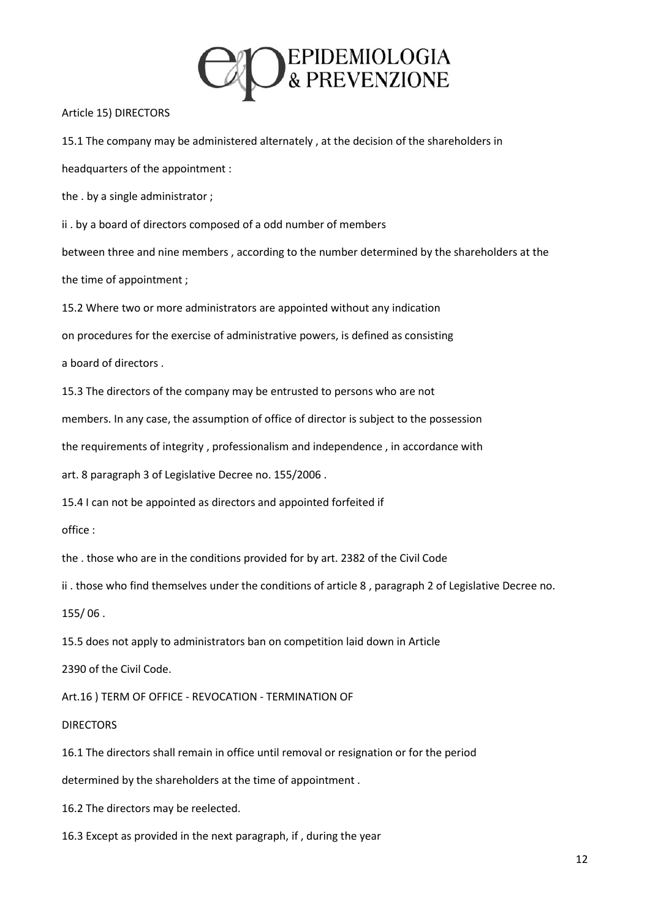Article 15) DIRECTORS

15.1 The company may be administered alternately , at the decision of the shareholders in headquarters of the appointment :

the . by a single administrator ;

ii . by a board of directors composed of a odd number of members between three and nine members , according to the number determined by the shareholders at the the time of appointment ;

15.2 Where two or more administrators are appointed without any indication on procedures for the exercise of administrative powers, is defined as consisting a board of directors .

15.3 The directors of the company may be entrusted to persons who are not members. In any case, the assumption of office of director is subject to the possession the requirements of integrity , professionalism and independence , in accordance with art. 8 paragraph 3 of Legislative Decree no. 155/2006 .

15.4 I can not be appointed as directors and appointed forfeited if office :

the . those who are in the conditions provided for by art. 2382 of the Civil Code

ii . those who find themselves under the conditions of article 8 , paragraph 2 of Legislative Decree no. 155/ 06 .

15.5 does not apply to administrators ban on competition laid down in Article 2390 of the Civil Code.

Art.16 ) TERM OF OFFICE - REVOCATION - TERMINATION OF DIRECTORS

16.1 The directors shall remain in office until removal or resignation or for the period determined by the shareholders at the time of appointment .

16.2 The directors may be reelected.

16.3 Except as provided in the next paragraph, if , during the year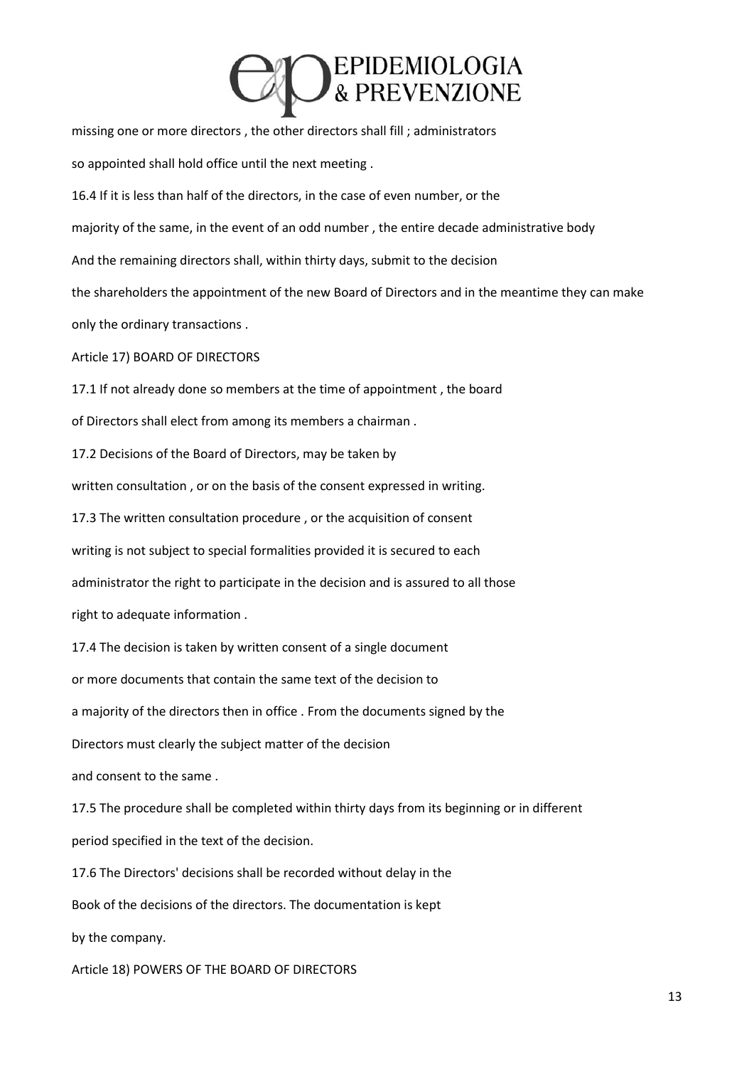missing one or more directors , the other directors shall fill ; administrators so appointed shall hold office until the next meeting .

16.4 If it is less than half of the directors, in the case of even number, or the majority of the same, in the event of an odd number , the entire decade administrative body And the remaining directors shall, within thirty days, submit to the decision the shareholders the appointment of the new Board of Directors and in the meantime they can make only the ordinary transactions .

## Article 17) BOARD OF DIRECTORS

17.1 If not already done so members at the time of appointment , the board of Directors shall elect from among its members a chairman .

17.2 Decisions of the Board of Directors, may be taken by written consultation , or on the basis of the consent expressed in writing.

17.3 The written consultation procedure , or the acquisition of consent writing is not subject to special formalities provided it is secured to each administrator the right to participate in the decision and is assured to all those right to adequate information .

17.4 The decision is taken by written consent of a single document or more documents that contain the same text of the decision to a majority of the directors then in office . From the documents signed by the Directors must clearly the subject matter of the decision and consent to the same .

17.5 The procedure shall be completed within thirty days from its beginning or in different period specified in the text of the decision.

17.6 The Directors' decisions shall be recorded without delay in the Book of the decisions of the directors. The documentation is kept by the company.

## Article 18) POWERS OF THE BOARD OF DIRECTORS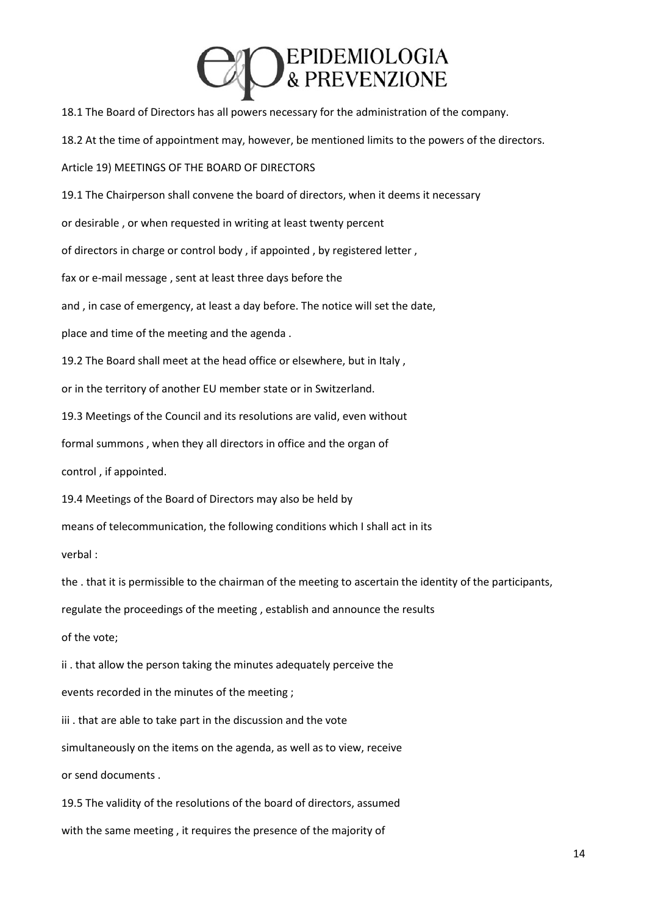18.1 The Board of Directors has all powers necessary for the administration of the company.

18.2 At the time of appointment may, however, be mentioned limits to the powers of the directors.

Article 19) MEETINGS OF THE BOARD OF DIRECTORS

19.1 The Chairperson shall convene the board of directors, when it deems it necessary or desirable , or when requested in writing at least twenty percent of directors in charge or control body , if appointed , by registered letter , fax or e-mail message , sent at least three days before the and , in case of emergency, at least a day before. The notice will set the date, place and time of the meeting and the agenda .

19.2 The Board shall meet at the head office or elsewhere, but in Italy , or in the territory of another EU member state or in Switzerland.

19.3 Meetings of the Council and its resolutions are valid, even without formal summons , when they all directors in office and the organ of control , if appointed.

19.4 Meetings of the Board of Directors may also be held by means of telecommunication, the following conditions which I shall act in its verbal :

the . that it is permissible to the chairman of the meeting to ascertain the identity of the participants, regulate the proceedings of the meeting , establish and announce the results of the vote;

ii . that allow the person taking the minutes adequately perceive the events recorded in the minutes of the meeting ;

iii . that are able to take part in the discussion and the vote simultaneously on the items on the agenda, as well as to view, receive or send documents .

19.5 The validity of the resolutions of the board of directors, assumed with the same meeting , it requires the presence of the majority of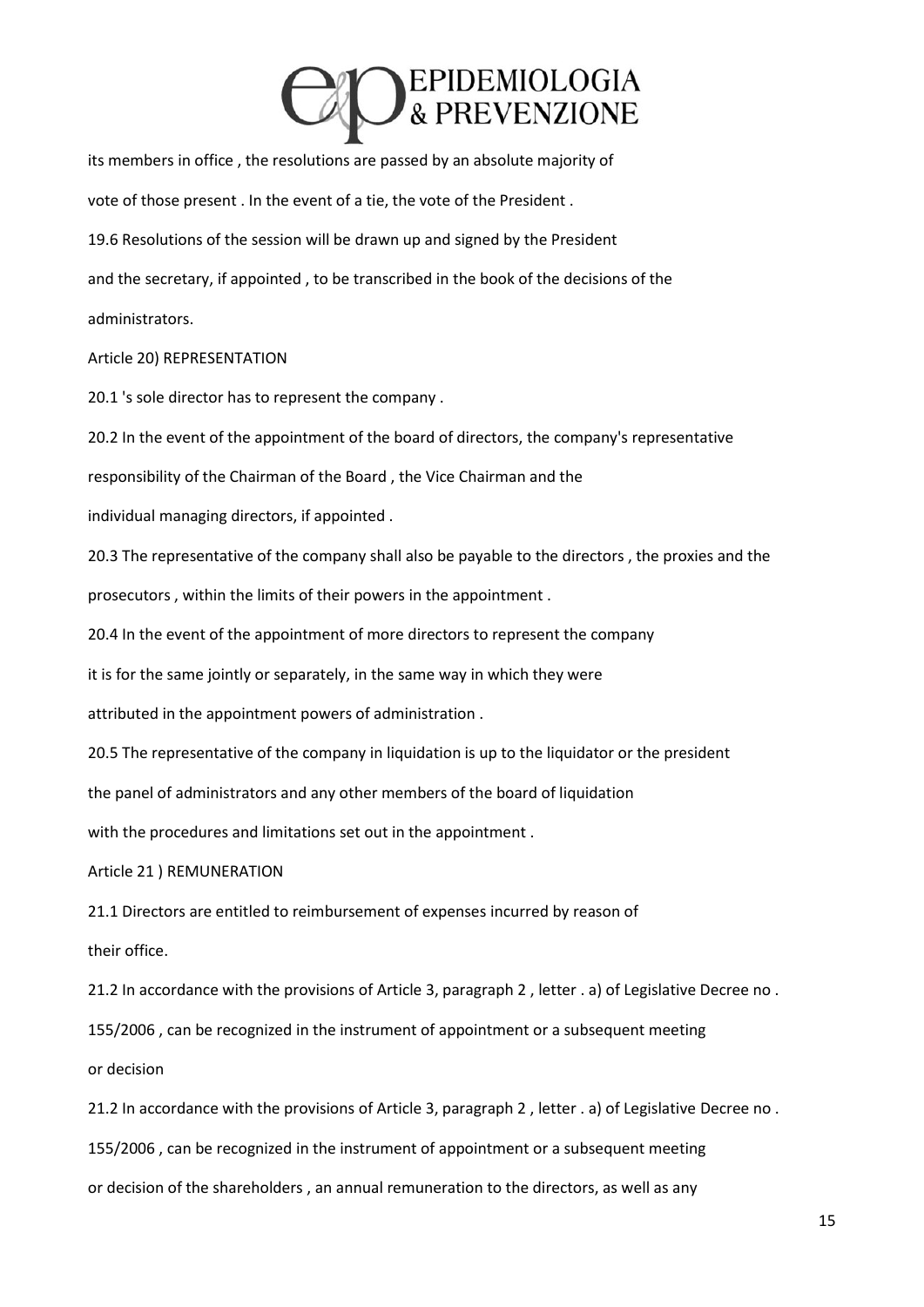its members in office , the resolutions are passed by an absolute majority of

vote of those present . In the event of a tie, the vote of the President .

19.6 Resolutions of the session will be drawn up and signed by the President and the secretary, if appointed , to be transcribed in the book of the decisions of the administrators.

Article 20) REPRESENTATION

20.1 's sole director has to represent the company .

20.2 In the event of the appointment of the board of directors, the company's representative responsibility of the Chairman of the Board , the Vice Chairman and the individual managing directors, if appointed .

20.3 The representative of the company shall also be payable to the directors , the proxies and the prosecutors , within the limits of their powers in the appointment .

20.4 In the event of the appointment of more directors to represent the company it is for the same jointly or separately, in the same way in which they were attributed in the appointment powers of administration .

20.5 The representative of the company in liquidation is up to the liquidator or the president the panel of administrators and any other members of the board of liquidation with the procedures and limitations set out in the appointment .

Article 21 ) REMUNERATION

21.1 Directors are entitled to reimbursement of expenses incurred by reason of their office.

21.2 In accordance with the provisions of Article 3, paragraph 2 , letter . a) of Legislative Decree no . 155/2006 , can be recognized in the instrument of appointment or a subsequent meeting or decision

21.2 In accordance with the provisions of Article 3, paragraph 2 , letter . a) of Legislative Decree no . 155/2006 , can be recognized in the instrument of appointment or a subsequent meeting or decision of the shareholders , an annual remuneration to the directors, as well as any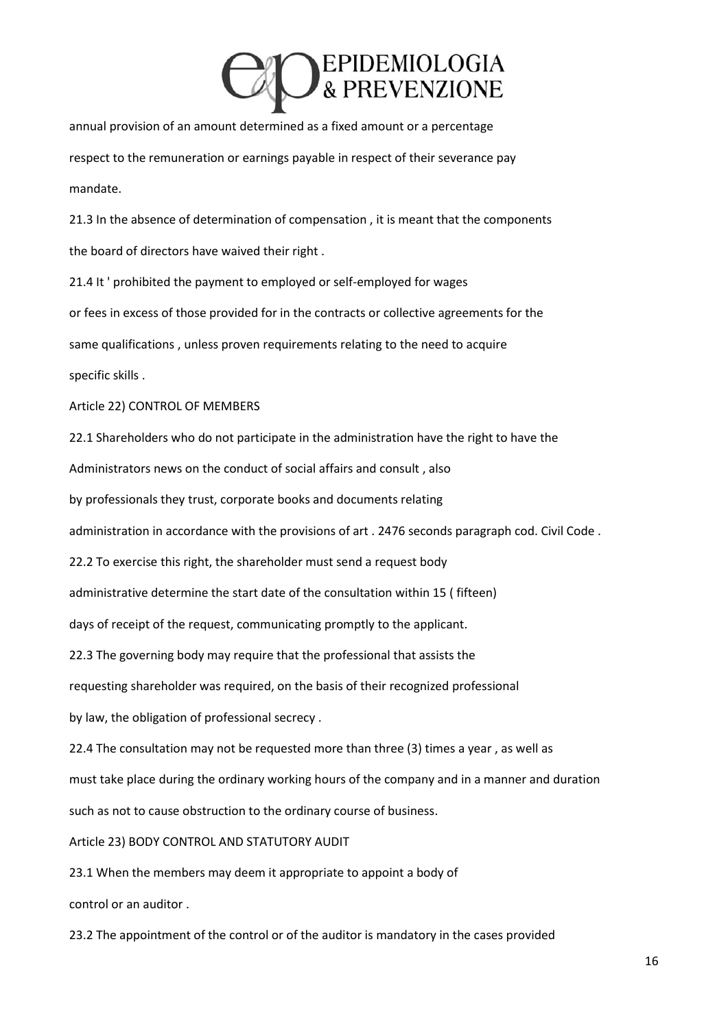annual provision of an amount determined as a fixed amount or a percentage respect to the remuneration or earnings payable in respect of their severance pay mandate.

21.3 In the absence of determination of compensation , it is meant that the components the board of directors have waived their right .

21.4 It ' prohibited the payment to employed or self-employed for wages or fees in excess of those provided for in the contracts or collective agreements for the same qualifications , unless proven requirements relating to the need to acquire specific skills .

Article 22) CONTROL OF MEMBERS

22.1 Shareholders who do not participate in the administration have the right to have the Administrators news on the conduct of social affairs and consult , also by professionals they trust, corporate books and documents relating administration in accordance with the provisions of art . 2476 seconds paragraph cod. Civil Code .

22.2 To exercise this right, the shareholder must send a request body administrative determine the start date of the consultation within 15 ( fifteen) days of receipt of the request, communicating promptly to the applicant.

22.3 The governing body may require that the professional that assists the requesting shareholder was required, on the basis of their recognized professional by law, the obligation of professional secrecy .

22.4 The consultation may not be requested more than three (3) times a year , as well as must take place during the ordinary working hours of the company and in a manner and duration such as not to cause obstruction to the ordinary course of business.

Article 23) BODY CONTROL AND STATUTORY AUDIT

23.1 When the members may deem it appropriate to appoint a body of control or an auditor .

23.2 The appointment of the control or of the auditor is mandatory in the cases provided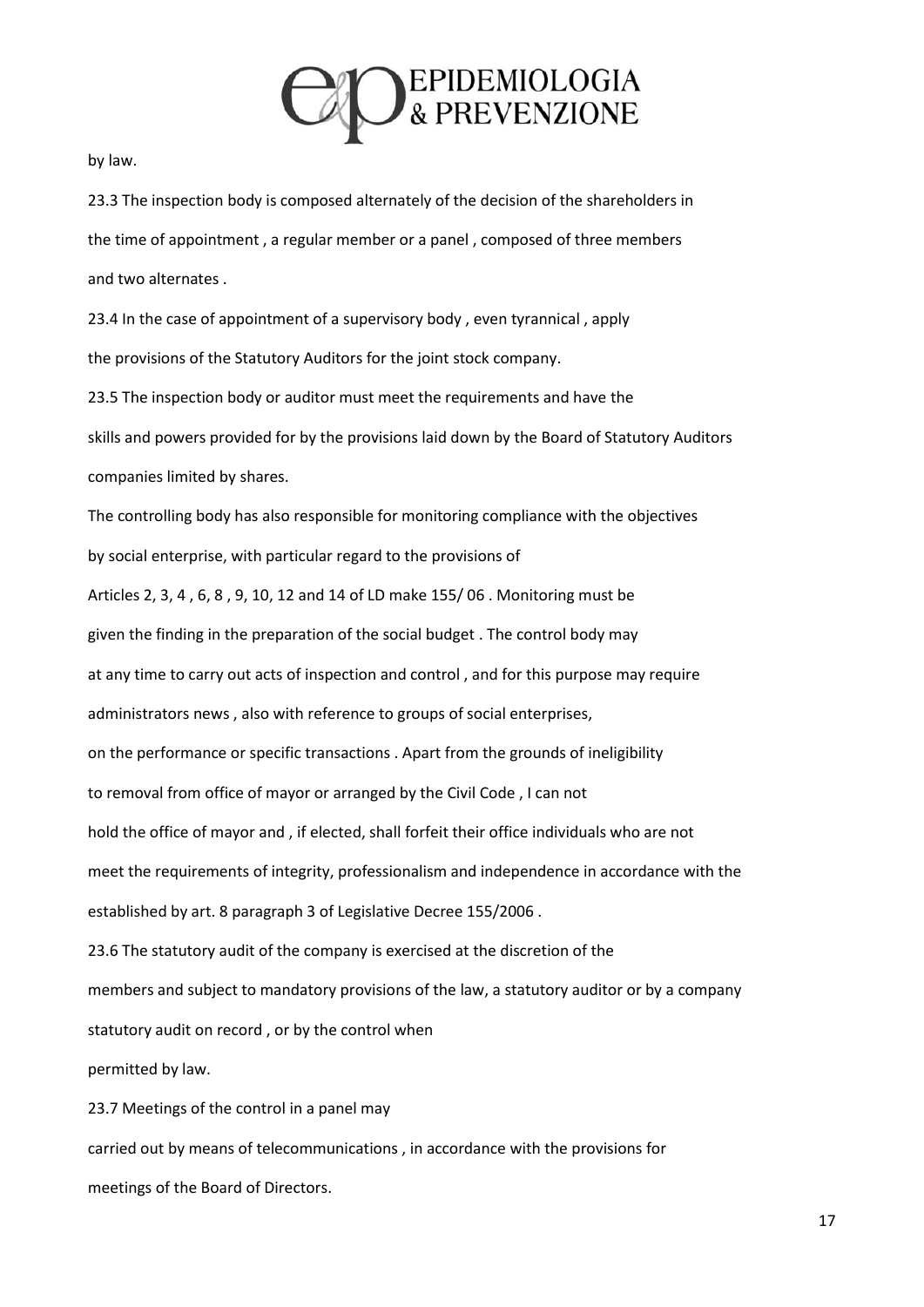by law.

23.3 The inspection body is composed alternately of the decision of the shareholders in the time of appointment , a regular member or a panel , composed of three members and two alternates .

23.4 In the case of appointment of a supervisory body , even tyrannical , apply the provisions of the Statutory Auditors for the joint stock company.

23.5 The inspection body or auditor must meet the requirements and have the skills and powers provided for by the provisions laid down by the Board of Statutory Auditors companies limited by shares.

The controlling body has also responsible for monitoring compliance with the objectives by social enterprise, with particular regard to the provisions of Articles 2, 3, 4 , 6, 8 , 9, 10, 12 and 14 of LD make 155/ 06 . Monitoring must be given the finding in the preparation of the social budget . The control body may at any time to carry out acts of inspection and control , and for this purpose may require administrators news , also with reference to groups of social enterprises, on the performance or specific transactions . Apart from the grounds of ineligibility to removal from office of mayor or arranged by the Civil Code , I can not hold the office of mayor and , if elected, shall forfeit their office individuals who are not meet the requirements of integrity, professionalism and independence in accordance with the established by art. 8 paragraph 3 of Legislative Decree 155/2006 .

23.6 The statutory audit of the company is exercised at the discretion of the members and subject to mandatory provisions of the law, a statutory auditor or by a company statutory audit on record , or by the control when permitted by law.

23.7 Meetings of the control in a panel may carried out by means of telecommunications , in accordance with the provisions for meetings of the Board of Directors.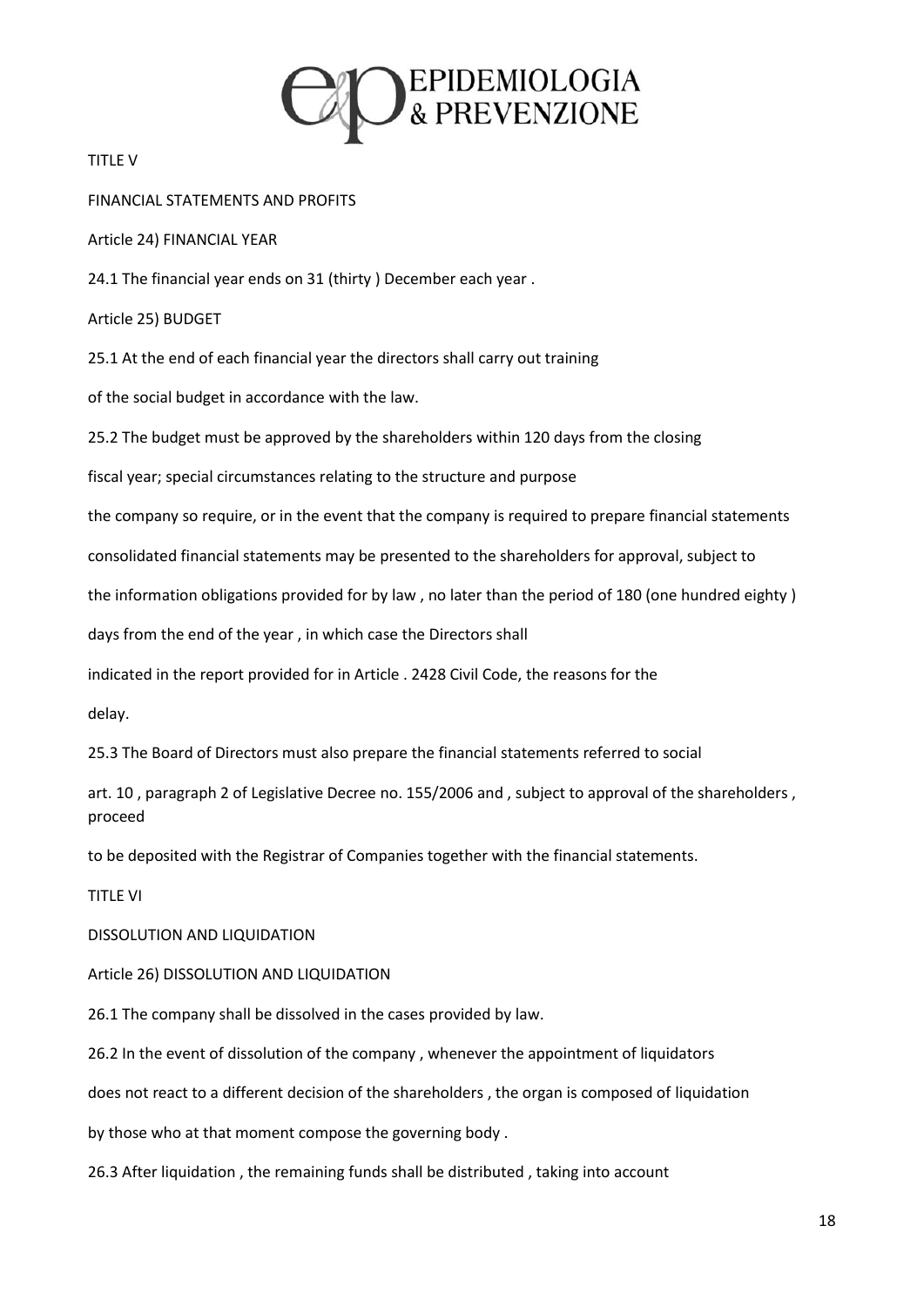TITLE V

FINANCIAL STATEMENTS AND PROFITS

Article 24) FINANCIAL YEAR

24.1 The financial year ends on 31 (thirty ) December each year .

Article 25) BUDGET

25.1 At the end of each financial year the directors shall carry out training of the social budget in accordance with the law.

25.2 The budget must be approved by the shareholders within 120 days from the closing fiscal year; special circumstances relating to the structure and purpose the company so require, or in the event that the company is required to prepare financial statements consolidated financial statements may be presented to the shareholders for approval, subject to the information obligations provided for by law , no later than the period of 180 (one hundred eighty ) days from the end of the year , in which case the Directors shall indicated in the report provided for in Article . 2428 Civil Code, the reasons for the delay.

25.3 The Board of Directors must also prepare the financial statements referred to social art. 10 , paragraph 2 of Legislative Decree no. 155/2006 and , subject to approval of the shareholders , proceed to be deposited with the Registrar of Companies together with the financial statements.

TITLE VI

DISSOLUTION AND LIQUIDATION

Article 26) DISSOLUTION AND LIQUIDATION

26.1 The company shall be dissolved in the cases provided by law.

26.2 In the event of dissolution of the company , whenever the appointment of liquidators does not react to a different decision of the shareholders , the organ is composed of liquidation by those who at that moment compose the governing body .

26.3 After liquidation , the remaining funds shall be distributed , taking into account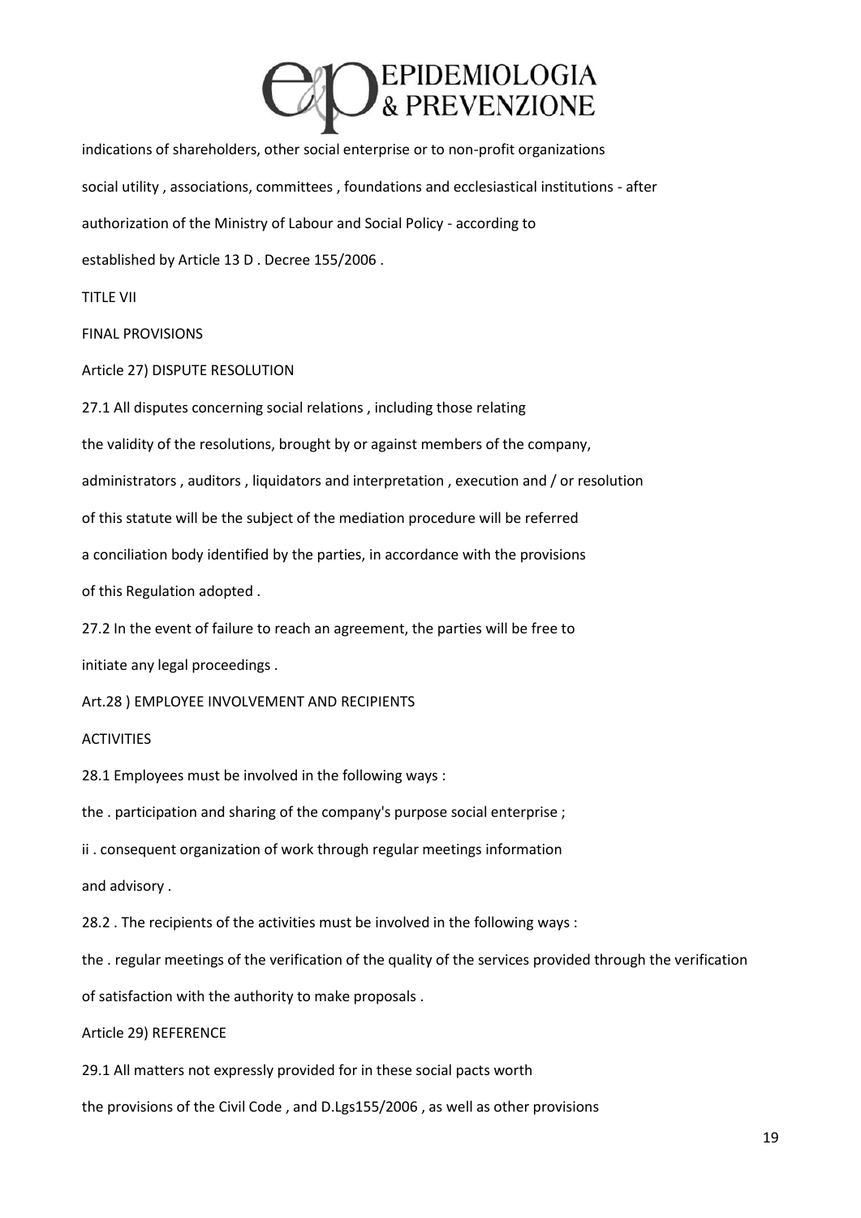indications of shareholders, other social enterprise or to non-profit organizations

social utility , associations, committees , foundations and ecclesiastical institutions - after

authorization of the Ministry of Labour and Social Policy - according to

established by Article 13 D . Decree 155/2006 .

TITLE VII

FINAL PROVISIONS

Article 27) DISPUTE RESOLUTION

27.1 All disputes concerning social relations , including those relating

the validity of the resolutions, brought by or against members of the company,

administrators , auditors , liquidators and interpretation , execution and / or resolution

of this statute will be the subject of the mediation procedure will be referred

a conciliation body identified by the parties, in accordance with the provisions

of this Regulation adopted .

27.2 In the event of failure to reach an agreement, the parties will be free to

initiate any legal proceedings .

Art.28 ) EMPLOYEE INVOLVEMENT AND RECIPIENTS

ACTIVITIES

28.1 Employees must be involved in the following ways :

the . participation and sharing of the company's purpose social enterprise ;

ii . consequent organization of work through regular meetings information

and advisory .

28.2 . The recipients of the activities must be involved in the following ways :

the . regular meetings of the verification of the quality of the services provided through the verification

of satisfaction with the authority to make proposals .

Article 29) REFERENCE

29.1 All matters not expressly provided for in these social pacts worth

the provisions of the Civil Code , and D.Lgs155/2006 , as well as other provisions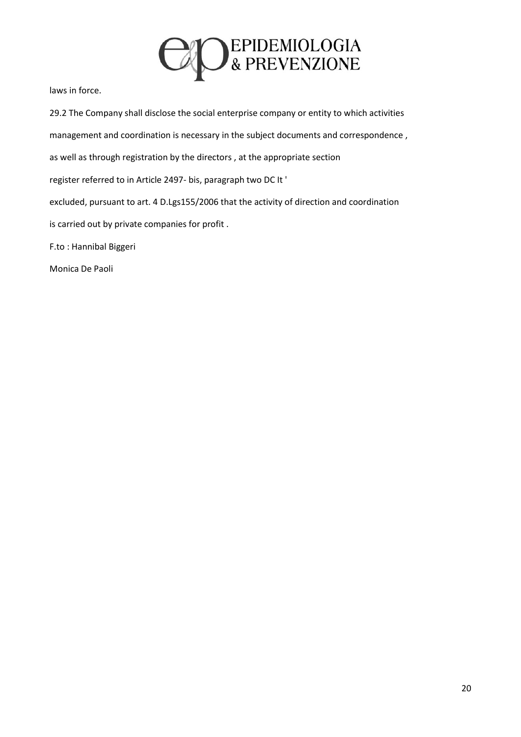laws in force.

29.2 The Company shall disclose the social enterprise company or entity to which activities management and coordination is necessary in the subject documents and correspondence , as well as through registration by the directors , at the appropriate section register referred to in Article 2497- bis, paragraph two DC It ' excluded, pursuant to art. 4 D.Lgs155/2006 that the activity of direction and coordination is carried out by private companies for profit .

F.to : Hannibal Biggeri

Monica De Paoli